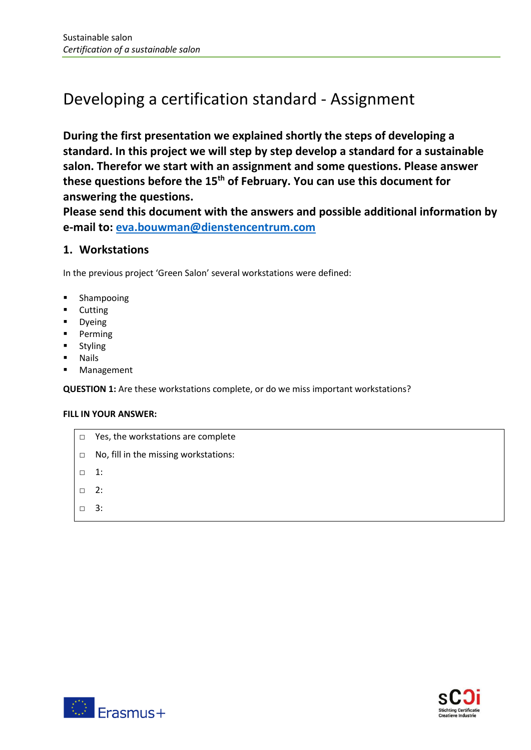# Developing a certification standard - Assignment

**During the first presentation we explained shortly the steps of developing a standard. In this project we will step by step develop a standard for a sustainable salon. Therefor we start with an assignment and some questions. Please answer these questions before the 15th of February. You can use this document for answering the questions.**
**Please send this document with the answers and possible additional information by e-mail to: [eva.bouwman@dienstencentrum.com](mailto:eva.bouwman@dienstencentrum.com)**

## 1. Workstations

In the previous project 'Green Salon' several workstations were defined:

- Shampooing
- Cutting
- Dyeing
- Perming
- Styling
- Nails
- Management

**QUESTION 1:** Are these workstations complete, or do we miss important workstations?

**FILL IN YOUR ANSWER:**

- □ Yes, the workstations are complete
- □ No, fill in the missing workstations:
- □ 1:
- □ 2:
- □ 3: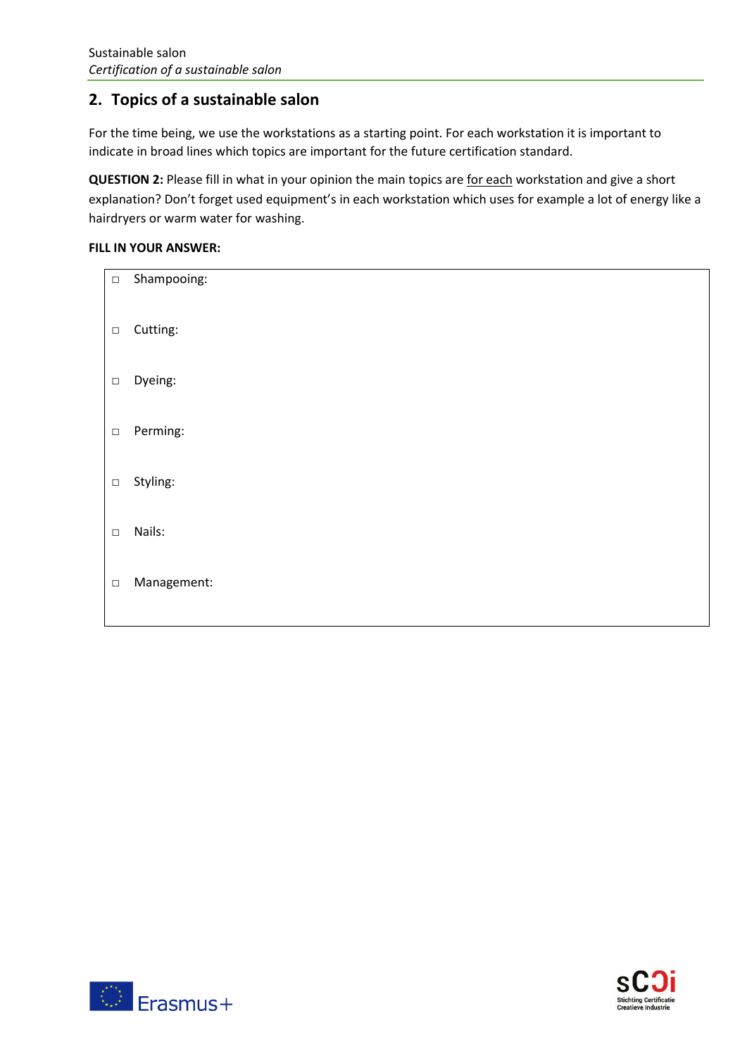## 2. Topics of a sustainable salon

For the time being, we use the workstations as a starting point. For each workstation it is important to indicate in broad lines which topics are important for the future certification standard.

**QUESTION 2:** Please fill in what in your opinion the main topics are for each workstation and give a short explanation? Don't forget used equipment's in each workstation which uses for example a lot of energy like a hairdryers or warm water for washing.

**FILL IN YOUR ANSWER:**

- ☐ Shampooing:
- ☐ Cutting:
- ☐ Dyeing:
- ☐ Perming:
- ☐ Styling:
- ☐ Nails:
- ☐ Management: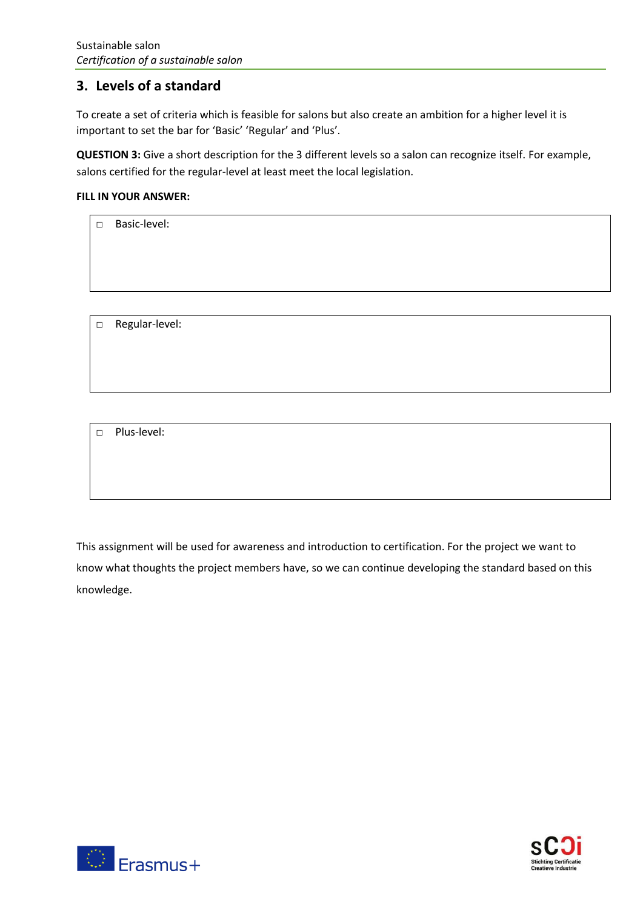## 3. Levels of a standard

To create a set of criteria which is feasible for salons but also create an ambition for a higher level it is important to set the bar for 'Basic' 'Regular' and 'Plus'.

**QUESTION 3:** Give a short description for the 3 different levels so a salon can recognize itself. For example, salons certified for the regular-level at least meet the local legislation.

**FILL IN YOUR ANSWER:**

- ☐ Basic-level:

- ☐ Regular-level:

- ☐ Plus-level:

This assignment will be used for awareness and introduction to certification. For the project we want to know what thoughts the project members have, so we can continue developing the standard based on this knowledge.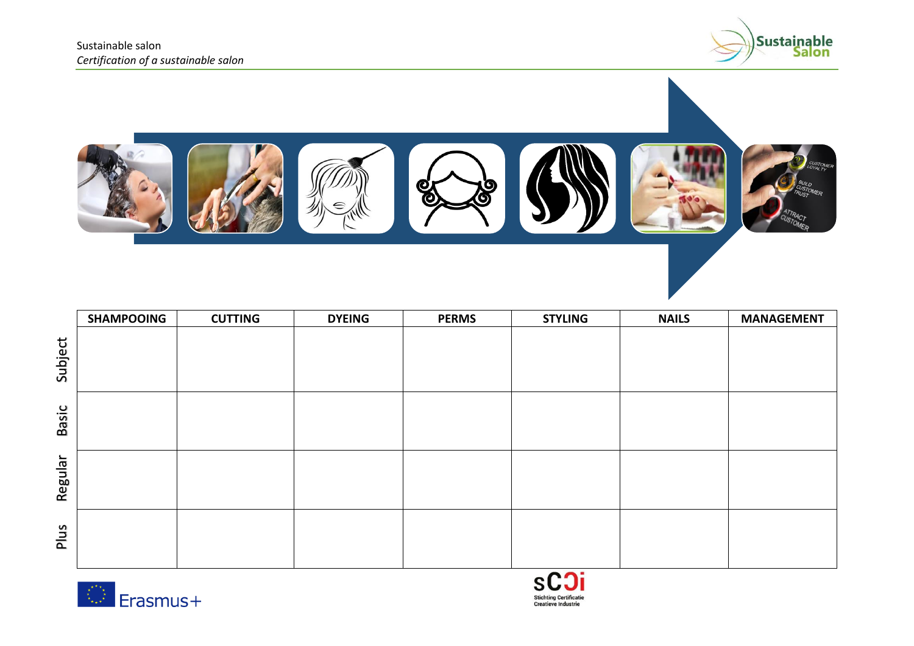| | SHAMPOOING | CUTTING | DYEING | PERMS | STYLING | NAILS | MANAGEMENT |
|---|---|---|---|---|---|---|---|
| Subject | | | | | | | |
| Basic | | | | | | | |
| Regular | | | | | | | |
| Plus | | | | | | | |